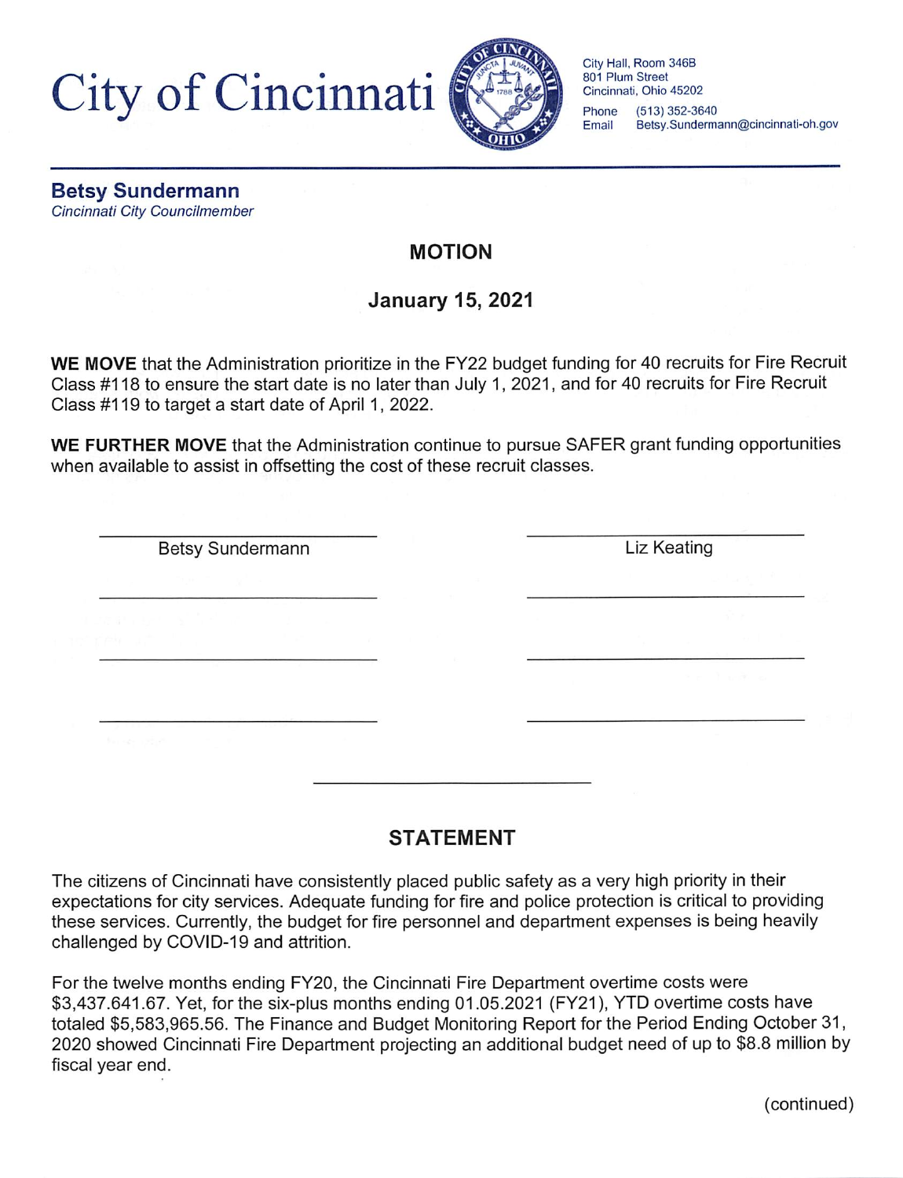# City of Cincinnati

City Hall, Room 346B
801 Plum Street
Cincinnati, Ohio 45202

Phone (513) 352-3640
Email Betsy.Sundermann@cincinnati-oh.gov

**Betsy Sundermann**
*Cincinnati City Councilmember*

## MOTION

### January 15, 2021

**WE MOVE** that the Administration prioritize in the FY22 budget funding for 40 recruits for Fire Recruit Class #118 to ensure the start date is no later than July 1, 2021, and for 40 recruits for Fire Recruit Class #119 to target a start date of April 1, 2022.

**WE FURTHER MOVE** that the Administration continue to pursue SAFER grant funding opportunities when available to assist in offsetting the cost of these recruit classes.

______________________ Betsy Sundermann

______________________ Liz Keating

______________________

______________________

______________________

______________________

______________________

______________________

______________________

## STATEMENT

The citizens of Cincinnati have consistently placed public safety as a very high priority in their expectations for city services. Adequate funding for fire and police protection is critical to providing these services. Currently, the budget for fire personnel and department expenses is being heavily challenged by COVID-19 and attrition.

For the twelve months ending FY20, the Cincinnati Fire Department overtime costs were $3,437.641.67. Yet, for the six-plus months ending 01.05.2021 (FY21), YTD overtime costs have totaled $5,583,965.56. The Finance and Budget Monitoring Report for the Period Ending October 31, 2020 showed Cincinnati Fire Department projecting an additional budget need of up to $8.8 million by fiscal year end.

(continued)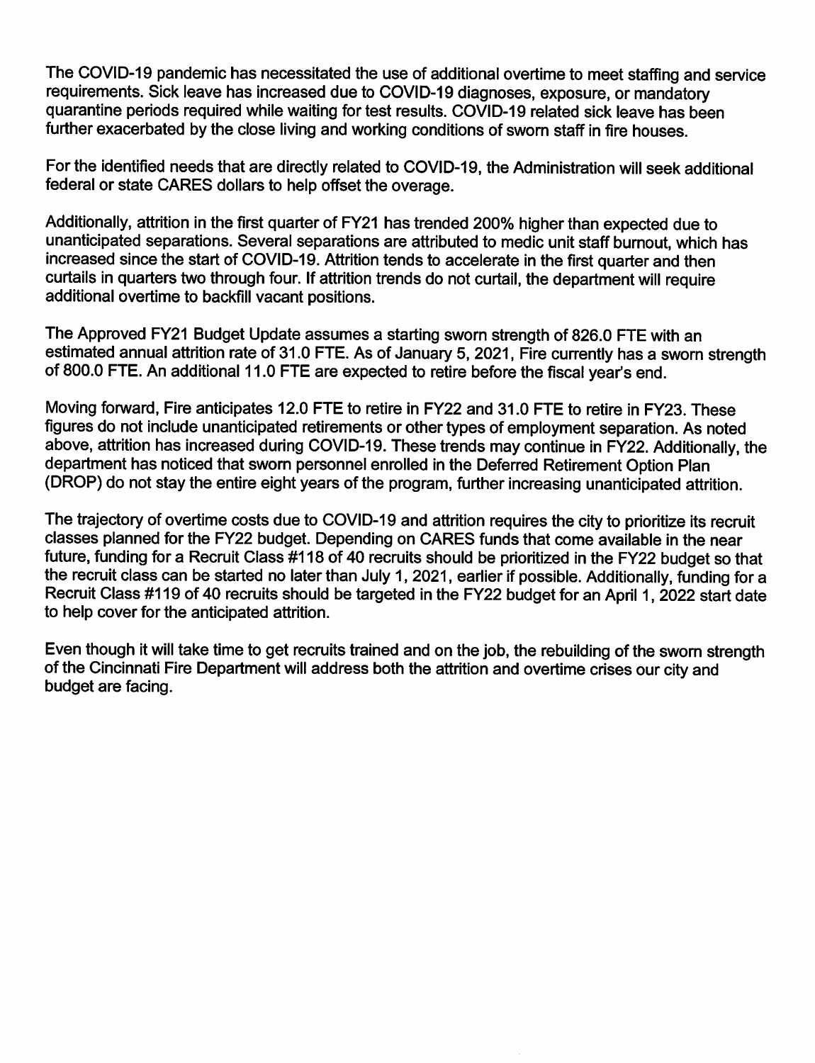The COVID-19 pandemic has necessitated the use of additional overtime to meet staffing and service requirements. Sick leave has increased due to COVID-19 diagnoses, exposure, or mandatory quarantine periods required while waiting for test results. COVID-19 related sick leave has been further exacerbated by the close living and working conditions of sworn staff in fire houses.

For the identified needs that are directly related to COVID-19, the Administration will seek additional federal or state CARES dollars to help offset the overage.

Additionally, attrition in the first quarter of FY21 has trended 200% higher than expected due to unanticipated separations. Several separations are attributed to medic unit staff burnout, which has increased since the start of COVID-19. Attrition tends to accelerate in the first quarter and then curtails in quarters two through four. If attrition trends do not curtail, the department will require additional overtime to backfill vacant positions.

The Approved FY21 Budget Update assumes a starting sworn strength of 826.0 FTE with an estimated annual attrition rate of 31.0 FTE. As of January 5, 2021, Fire currently has a sworn strength of 800.0 FTE. An additional 11.0 FTE are expected to retire before the fiscal year's end.

Moving forward, Fire anticipates 12.0 FTE to retire in FY22 and 31.0 FTE to retire in FY23. These figures do not include unanticipated retirements or other types of employment separation. As noted above, attrition has increased during COVID-19. These trends may continue in FY22. Additionally, the department has noticed that sworn personnel enrolled in the Deferred Retirement Option Plan (DROP) do not stay the entire eight years of the program, further increasing unanticipated attrition.

The trajectory of overtime costs due to COVID-19 and attrition requires the city to prioritize its recruit classes planned for the FY22 budget. Depending on CARES funds that come available in the near future, funding for a Recruit Class #118 of 40 recruits should be prioritized in the FY22 budget so that the recruit class can be started no later than July 1, 2021, earlier if possible. Additionally, funding for a Recruit Class #119 of 40 recruits should be targeted in the FY22 budget for an April 1, 2022 start date to help cover for the anticipated attrition.

Even though it will take time to get recruits trained and on the job, the rebuilding of the sworn strength of the Cincinnati Fire Department will address both the attrition and overtime crises our city and budget are facing.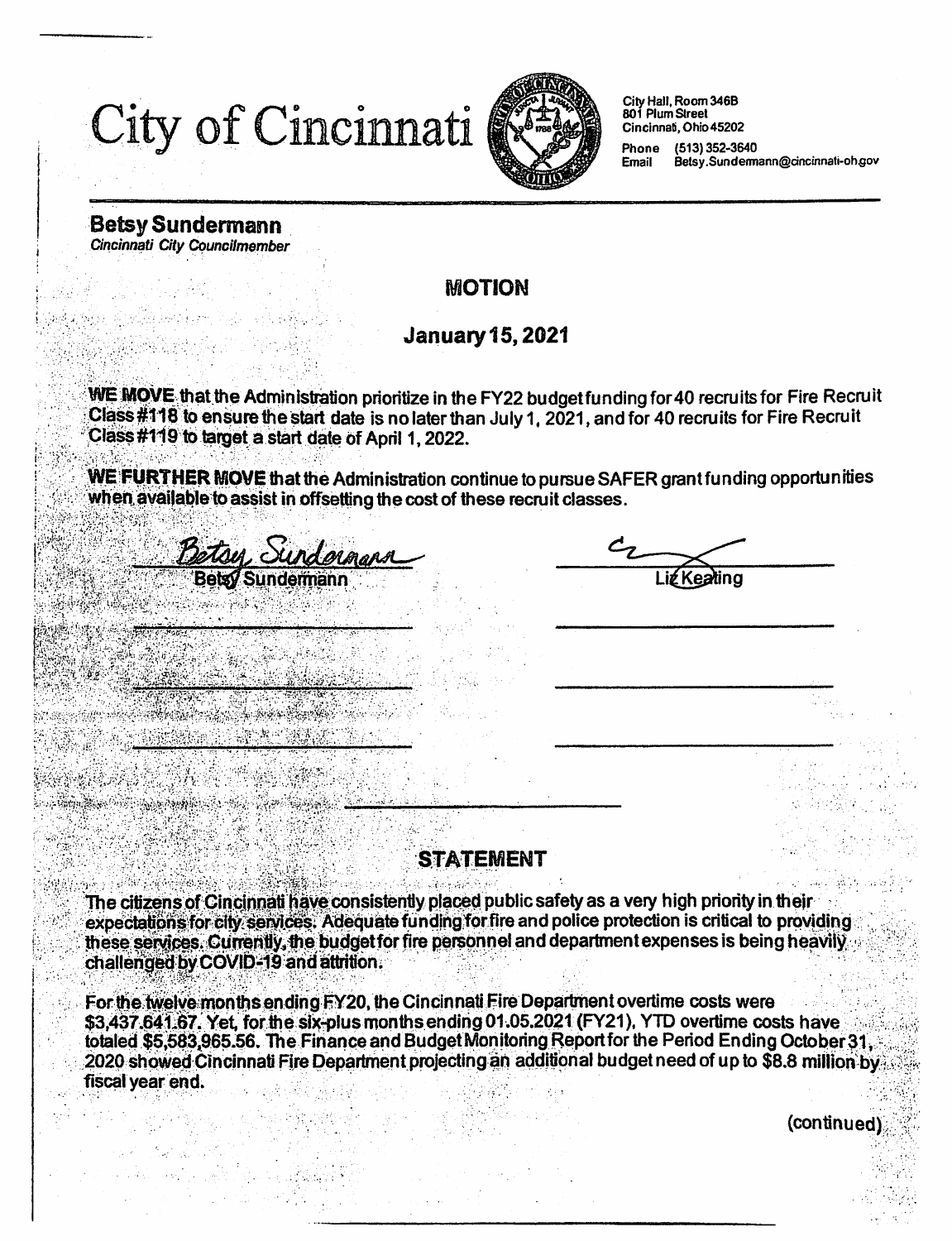# City of Cincinnati

City Hall, Room 346B
801 Plum Street
Cincinnati, Ohio 45202

Phone (513) 352-3640
Email Betsy.Sundermann@cincinnati-oh.gov

**Betsy Sundermann**
*Cincinnati City Councilmember*

## MOTION

### January 15, 2021

**WE MOVE** that the Administration prioritize in the FY22 budget funding for 40 recruits for Fire Recruit Class #118 to ensure the start date is no later than July 1, 2021, and for 40 recruits for Fire Recruit Class #119 to target a start date of April 1, 2022.

**WE FURTHER MOVE** that the Administration continue to pursue SAFER grant funding opportunities when available to assist in offsetting the cost of these recruit classes.

Betsy Sundermann

Liz Keating

## STATEMENT

The citizens of Cincinnati have consistently placed public safety as a very high priority in their expectations for city services. Adequate funding for fire and police protection is critical to providing these services. Currently, the budget for fire personnel and department expenses is being heavily challenged by COVID-19 and attrition.

For the twelve months ending FY20, the Cincinnati Fire Department overtime costs were $3,437,641.67. Yet, for the six-plus months ending 01.05.2021 (FY21), YTD overtime costs have totaled $5,583,965.56. The Finance and Budget Monitoring Report for the Period Ending October 31, 2020 showed Cincinnati Fire Department projecting an additional budget need of up to $8.8 million by fiscal year end.

(continued)